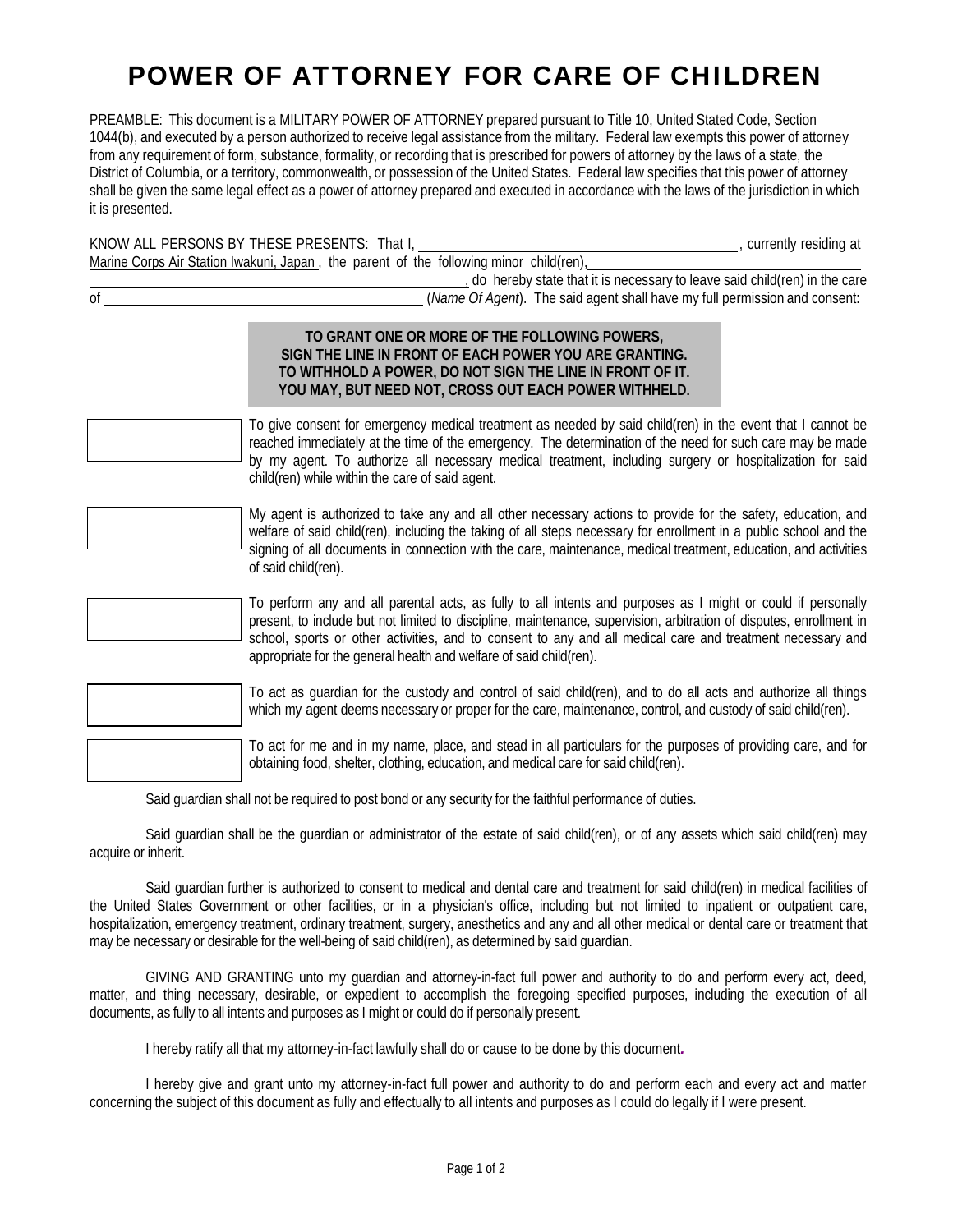# POWER OF ATTORNEY FOR CARE OF CHILDREN

PREAMBLE: This document is a MILITARY POWER OF ATTORNEY prepared pursuant to Title 10, United Stated Code, Section 1044(b), and executed by a person authorized to receive legal assistance from the military. Federal law exempts this power of attorney from any requirement of form, substance, formality, or recording that is prescribed for powers of attorney by the laws of a state, the District of Columbia, or a territory, commonwealth, or possession of the United States. Federal law specifies that this power of attorney shall be given the same legal effect as a power of attorney prepared and executed in accordance with the laws of the jurisdiction in which it is presented.

KNOW ALL PERSONS BY THESE PRESENTS: That I, ____________________________________________, currently residing at Marine Corps Air Station Iwakuni, Japan , the parent of the following minor child(ren), ________________________________________________________, do hereby state that it is necessary to leave said child(ren) in the care of ____________________________________________ (*Name Of Agent*). The said agent shall have my full permission and consent:

**TO GRANT ONE OR MORE OF THE FOLLOWING POWERS, SIGN THE LINE IN FRONT OF EACH POWER YOU ARE GRANTING. TO WITHHOLD A POWER, DO NOT SIGN THE LINE IN FRONT OF IT. YOU MAY, BUT NEED NOT, CROSS OUT EACH POWER WITHHELD.**

______________ To give consent for emergency medical treatment as needed by said child(ren) in the event that I cannot be reached immediately at the time of the emergency. The determination of the need for such care may be made by my agent. To authorize all necessary medical treatment, including surgery or hospitalization for said child(ren) while within the care of said agent.

______________ My agent is authorized to take any and all other necessary actions to provide for the safety, education, and welfare of said child(ren), including the taking of all steps necessary for enrollment in a public school and the signing of all documents in connection with the care, maintenance, medical treatment, education, and activities of said child(ren).

______________ To perform any and all parental acts, as fully to all intents and purposes as I might or could if personally present, to include but not limited to discipline, maintenance, supervision, arbitration of disputes, enrollment in school, sports or other activities, and to consent to any and all medical care and treatment necessary and appropriate for the general health and welfare of said child(ren).

______________ To act as guardian for the custody and control of said child(ren), and to do all acts and authorize all things which my agent deems necessary or proper for the care, maintenance, control, and custody of said child(ren).

______________ To act for me and in my name, place, and stead in all particulars for the purposes of providing care, and for obtaining food, shelter, clothing, education, and medical care for said child(ren).

Said guardian shall not be required to post bond or any security for the faithful performance of duties.

Said guardian shall be the guardian or administrator of the estate of said child(ren), or of any assets which said child(ren) may acquire or inherit.

Said guardian further is authorized to consent to medical and dental care and treatment for said child(ren) in medical facilities of the United States Government or other facilities, or in a physician's office, including but not limited to inpatient or outpatient care, hospitalization, emergency treatment, ordinary treatment, surgery, anesthetics and any and all other medical or dental care or treatment that may be necessary or desirable for the well-being of said child(ren), as determined by said guardian.

GIVING AND GRANTING unto my guardian and attorney-in-fact full power and authority to do and perform every act, deed, matter, and thing necessary, desirable, or expedient to accomplish the foregoing specified purposes, including the execution of all documents, as fully to all intents and purposes as I might or could do if personally present.

I hereby ratify all that my attorney-in-fact lawfully shall do or cause to be done by this document.

I hereby give and grant unto my attorney-in-fact full power and authority to do and perform each and every act and matter concerning the subject of this document as fully and effectually to all intents and purposes as I could do legally if I were present.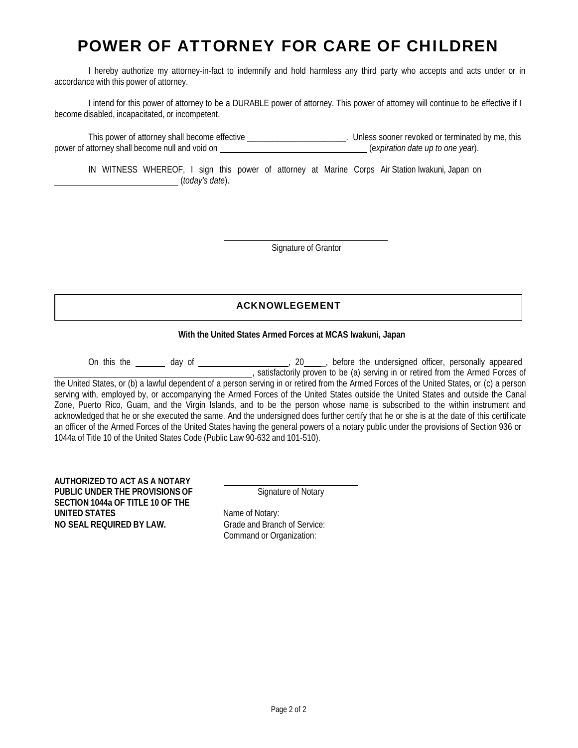# POWER OF ATTORNEY FOR CARE OF CHILDREN

I hereby authorize my attorney-in-fact to indemnify and hold harmless any third party who accepts and acts under or in accordance with this power of attorney.

I intend for this power of attorney to be a DURABLE power of attorney. This power of attorney will continue to be effective if I become disabled, incapacitated, or incompetent.

This power of attorney shall become effective \_\_\_\_\_\_\_\_\_\_\_\_\_\_\_\_\_\_\_\_\_\_\_. Unless sooner revoked or terminated by me, this power of attorney shall become null and void on \_\_\_\_\_\_\_\_\_\_\_\_\_\_\_\_\_\_\_\_\_\_\_\_\_\_\_\_\_\_\_\_ (*expiration date up to one year*).

IN WITNESS WHEREOF, I sign this power of attorney at Marine Corps Air Station Iwakuni, Japan on \_\_\_\_\_\_\_\_\_\_\_\_\_\_\_\_\_\_\_\_\_\_\_\_\_\_\_\_ (*today's date*).

\_\_\_\_\_\_\_\_\_\_\_\_\_\_\_\_\_\_\_\_\_\_\_\_\_\_\_\_\_\_\_\_\_\_
Signature of Grantor

## ACKNOWLEGEMENT

**With the United States Armed Forces at MCAS Iwakuni, Japan**

On this the \_\_\_\_\_\_ day of \_\_\_\_\_\_\_\_\_\_\_\_\_\_\_\_\_\_\_\_, 20\_\_\_\_, before the undersigned officer, personally appeared \_\_\_\_\_\_\_\_\_\_\_\_\_\_\_\_\_\_\_\_\_\_\_\_\_\_\_\_\_\_\_\_\_\_\_\_\_\_\_\_\_\_\_\_\_, satisfactorily proven to be (a) serving in or retired from the Armed Forces of the United States, or (b) a lawful dependent of a person serving in or retired from the Armed Forces of the United States, or (c) a person serving with, employed by, or accompanying the Armed Forces of the United States outside the United States and outside the Canal Zone, Puerto Rico, Guam, and the Virgin Islands, and to be the person whose name is subscribed to the within instrument and acknowledged that he or she executed the same. And the undersigned does further certify that he or she is at the date of this certificate an officer of the Armed Forces of the United States having the general powers of a notary public under the provisions of Section 936 or 1044a of Title 10 of the United States Code (Public Law 90-632 and 101-510).

**AUTHORIZED TO ACT AS A NOTARY PUBLIC UNDER THE PROVISIONS OF SECTION 1044a OF TITLE 10 OF THE UNITED STATES**
**NO SEAL REQUIRED BY LAW.**

\_\_\_\_\_\_\_\_\_\_\_\_\_\_\_\_\_\_\_\_\_\_\_\_\_\_\_\_
Signature of Notary

Name of Notary:
Grade and Branch of Service:
Command or Organization: